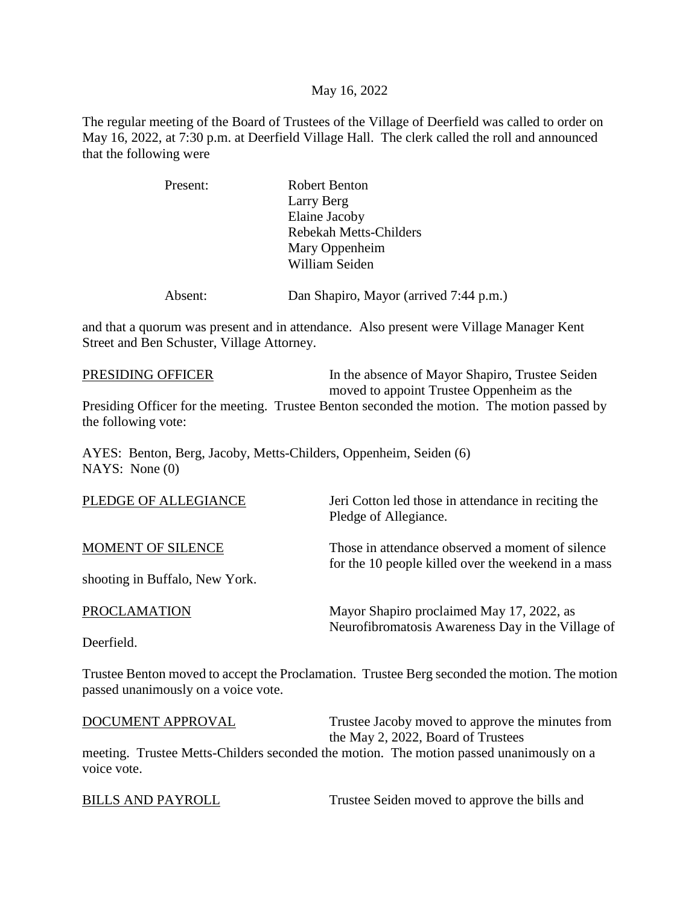May 16, 2022

The regular meeting of the Board of Trustees of the Village of Deerfield was called to order on May 16, 2022, at 7:30 p.m. at Deerfield Village Hall. The clerk called the roll and announced that the following were

| | |
|---|---|
| Present: | Robert Benton<br>Larry Berg<br>Elaine Jacoby<br>Rebekah Metts-Childers<br>Mary Oppenheim<br>William Seiden |
| Absent: | Dan Shapiro, Mayor (arrived 7:44 p.m.) |

and that a quorum was present and in attendance. Also present were Village Manager Kent Street and Ben Schuster, Village Attorney.

PRESIDING OFFICER — In the absence of Mayor Shapiro, Trustee Seiden moved to appoint Trustee Oppenheim as the Presiding Officer for the meeting. Trustee Benton seconded the motion. The motion passed by the following vote:

AYES: Benton, Berg, Jacoby, Metts-Childers, Oppenheim, Seiden (6)
NAYS: None (0)

PLEDGE OF ALLEGIANCE — Jeri Cotton led those in attendance in reciting the Pledge of Allegiance.

MOMENT OF SILENCE — Those in attendance observed a moment of silence for the 10 people killed over the weekend in a mass shooting in Buffalo, New York.

PROCLAMATION — Mayor Shapiro proclaimed May 17, 2022, as Neurofibromatosis Awareness Day in the Village of Deerfield.

Trustee Benton moved to accept the Proclamation. Trustee Berg seconded the motion. The motion passed unanimously on a voice vote.

DOCUMENT APPROVAL — Trustee Jacoby moved to approve the minutes from the May 2, 2022, Board of Trustees meeting. Trustee Metts-Childers seconded the motion. The motion passed unanimously on a voice vote.

BILLS AND PAYROLL — Trustee Seiden moved to approve the bills and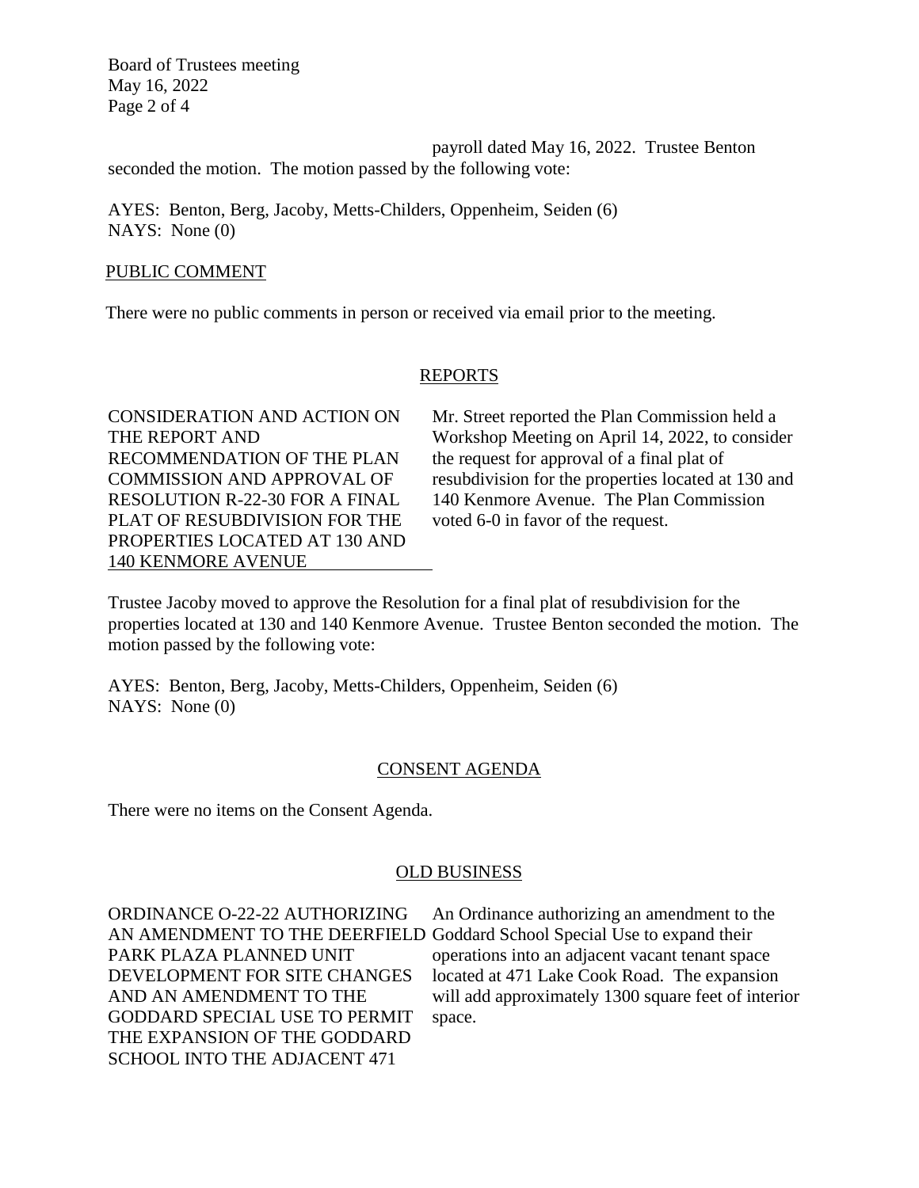payroll dated May 16, 2022. Trustee Benton seconded the motion. The motion passed by the following vote:

AYES: Benton, Berg, Jacoby, Metts-Childers, Oppenheim, Seiden (6)
NAYS: None (0)

PUBLIC COMMENT

There were no public comments in person or received via email prior to the meeting.

## REPORTS

CONSIDERATION AND ACTION ON THE REPORT AND RECOMMENDATION OF THE PLAN COMMISSION AND APPROVAL OF RESOLUTION R-22-30 FOR A FINAL PLAT OF RESUBDIVISION FOR THE PROPERTIES LOCATED AT 130 AND 140 KENMORE AVENUE

Mr. Street reported the Plan Commission held a Workshop Meeting on April 14, 2022, to consider the request for approval of a final plat of resubdivision for the properties located at 130 and 140 Kenmore Avenue. The Plan Commission voted 6-0 in favor of the request.

Trustee Jacoby moved to approve the Resolution for a final plat of resubdivision for the properties located at 130 and 140 Kenmore Avenue. Trustee Benton seconded the motion. The motion passed by the following vote:

AYES: Benton, Berg, Jacoby, Metts-Childers, Oppenheim, Seiden (6)
NAYS: None (0)

## CONSENT AGENDA

There were no items on the Consent Agenda.

## OLD BUSINESS

ORDINANCE O-22-22 AUTHORIZING AN AMENDMENT TO THE DEERFIELD PARK PLAZA PLANNED UNIT DEVELOPMENT FOR SITE CHANGES AND AN AMENDMENT TO THE GODDARD SPECIAL USE TO PERMIT THE EXPANSION OF THE GODDARD SCHOOL INTO THE ADJACENT 471

An Ordinance authorizing an amendment to the Goddard School Special Use to expand their operations into an adjacent vacant tenant space located at 471 Lake Cook Road. The expansion will add approximately 1300 square feet of interior space.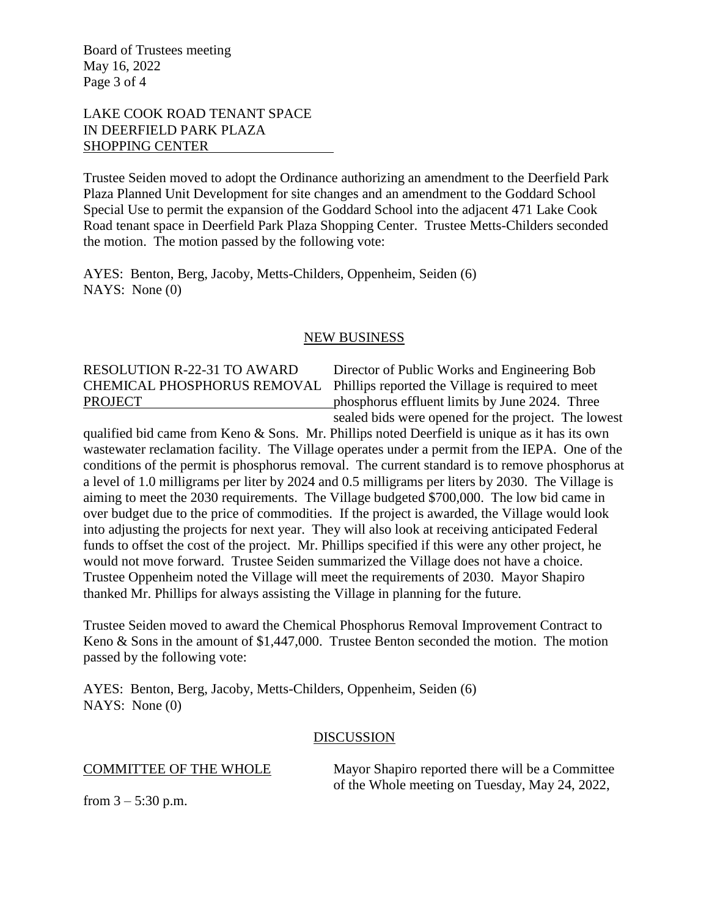LAKE COOK ROAD TENANT SPACE IN DEERFIELD PARK PLAZA SHOPPING CENTER

Trustee Seiden moved to adopt the Ordinance authorizing an amendment to the Deerfield Park Plaza Planned Unit Development for site changes and an amendment to the Goddard School Special Use to permit the expansion of the Goddard School into the adjacent 471 Lake Cook Road tenant space in Deerfield Park Plaza Shopping Center. Trustee Metts-Childers seconded the motion. The motion passed by the following vote:

AYES: Benton, Berg, Jacoby, Metts-Childers, Oppenheim, Seiden (6)
NAYS: None (0)

## NEW BUSINESS

RESOLUTION R-22-31 TO AWARD CHEMICAL PHOSPHORUS REMOVAL PROJECT

Director of Public Works and Engineering Bob Phillips reported the Village is required to meet phosphorus effluent limits by June 2024. Three sealed bids were opened for the project. The lowest qualified bid came from Keno & Sons. Mr. Phillips noted Deerfield is unique as it has its own wastewater reclamation facility. The Village operates under a permit from the IEPA. One of the conditions of the permit is phosphorus removal. The current standard is to remove phosphorus at a level of 1.0 milligrams per liter by 2024 and 0.5 milligrams per liters by 2030. The Village is aiming to meet the 2030 requirements. The Village budgeted $700,000. The low bid came in over budget due to the price of commodities. If the project is awarded, the Village would look into adjusting the projects for next year. They will also look at receiving anticipated Federal funds to offset the cost of the project. Mr. Phillips specified if this were any other project, he would not move forward. Trustee Seiden summarized the Village does not have a choice. Trustee Oppenheim noted the Village will meet the requirements of 2030. Mayor Shapiro thanked Mr. Phillips for always assisting the Village in planning for the future.

Trustee Seiden moved to award the Chemical Phosphorus Removal Improvement Contract to Keno & Sons in the amount of $1,447,000. Trustee Benton seconded the motion. The motion passed by the following vote:

AYES: Benton, Berg, Jacoby, Metts-Childers, Oppenheim, Seiden (6)
NAYS: None (0)

## DISCUSSION

COMMITTEE OF THE WHOLE

Mayor Shapiro reported there will be a Committee of the Whole meeting on Tuesday, May 24, 2022, from 3 – 5:30 p.m.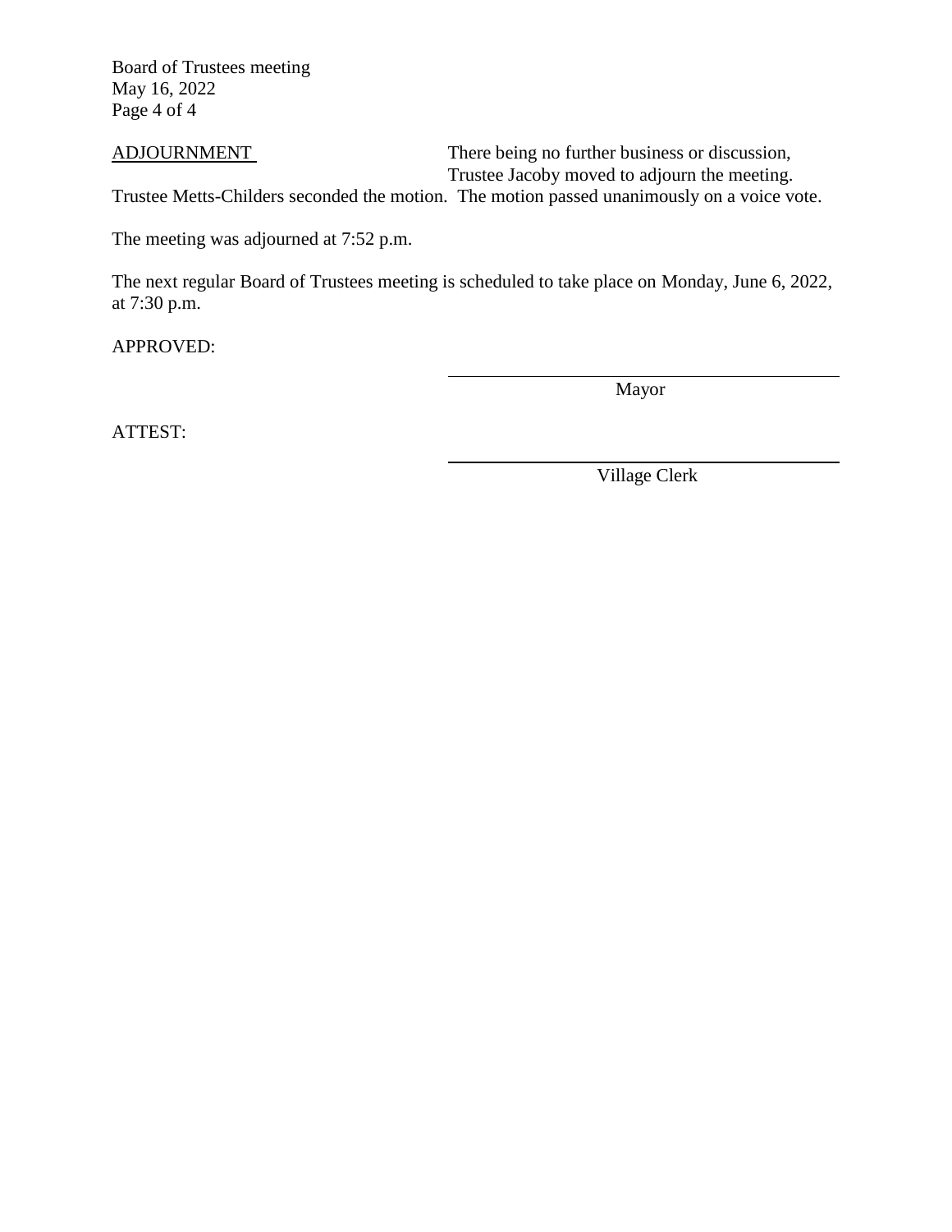ADJOURNMENT There being no further business or discussion, Trustee Jacoby moved to adjourn the meeting. Trustee Metts-Childers seconded the motion. The motion passed unanimously on a voice vote.

The meeting was adjourned at 7:52 p.m.

The next regular Board of Trustees meeting is scheduled to take place on Monday, June 6, 2022, at 7:30 p.m.

APPROVED:

\_\_\_\_\_\_\_\_\_\_\_\_\_\_\_\_\_\_\_\_\_\_\_\_\_\_\_\_\_\_\_\_\_\_\_\_

Mayor

ATTEST:

\_\_\_\_\_\_\_\_\_\_\_\_\_\_\_\_\_\_\_\_\_\_\_\_\_\_\_\_\_\_\_\_\_\_\_\_

Village Clerk